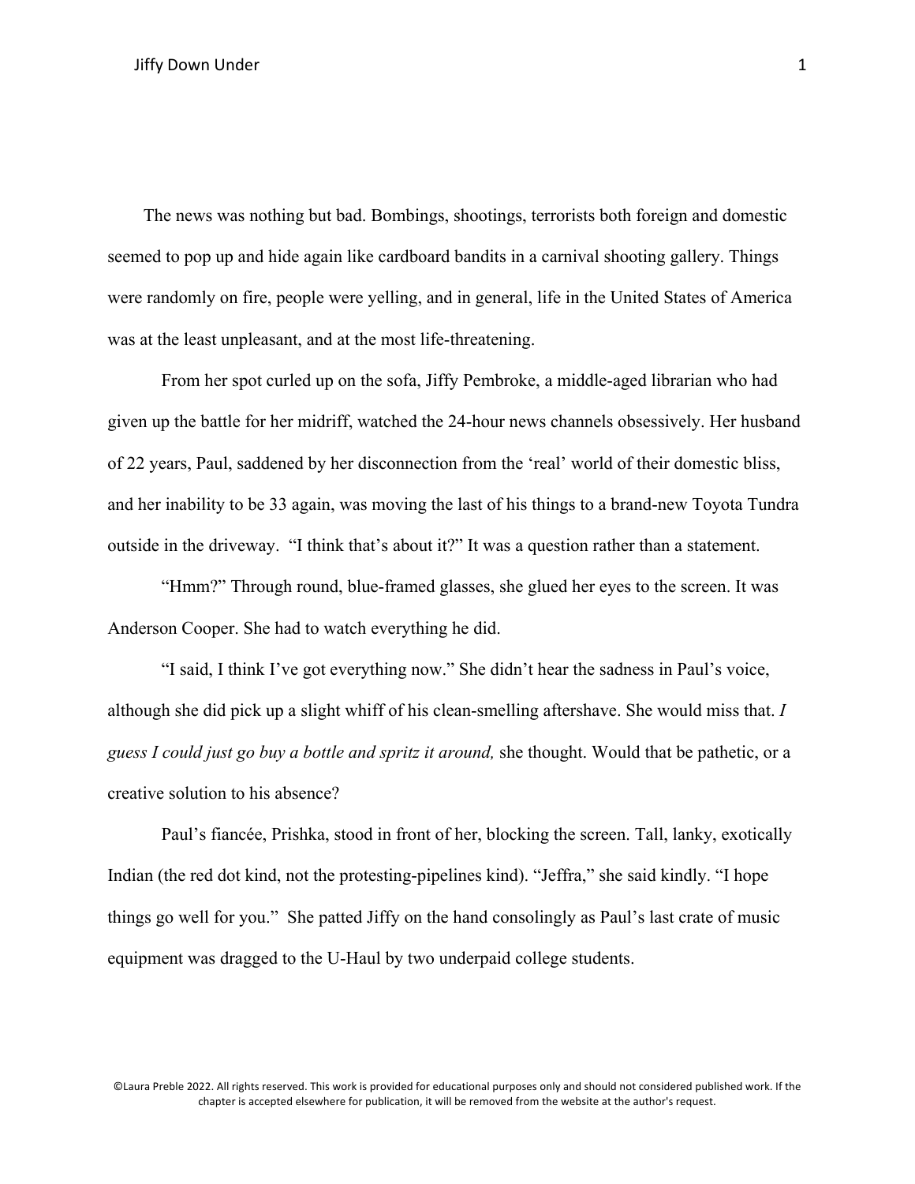The news was nothing but bad. Bombings, shootings, terrorists both foreign and domestic seemed to pop up and hide again like cardboard bandits in a carnival shooting gallery. Things were randomly on fire, people were yelling, and in general, life in the United States of America was at the least unpleasant, and at the most life-threatening.

From her spot curled up on the sofa, Jiffy Pembroke, a middle-aged librarian who had given up the battle for her midriff, watched the 24-hour news channels obsessively. Her husband of 22 years, Paul, saddened by her disconnection from the 'real' world of their domestic bliss, and her inability to be 33 again, was moving the last of his things to a brand-new Toyota Tundra outside in the driveway. "I think that's about it?" It was a question rather than a statement.

"Hmm?" Through round, blue-framed glasses, she glued her eyes to the screen. It was Anderson Cooper. She had to watch everything he did.

"I said, I think I've got everything now." She didn't hear the sadness in Paul's voice, although she did pick up a slight whiff of his clean-smelling aftershave. She would miss that. *I guess I could just go buy a bottle and spritz it around,* she thought. Would that be pathetic, or a creative solution to his absence?

Paul's fiancée, Prishka, stood in front of her, blocking the screen. Tall, lanky, exotically Indian (the red dot kind, not the protesting-pipelines kind). "Jeffra," she said kindly. "I hope things go well for you." She patted Jiffy on the hand consolingly as Paul's last crate of music equipment was dragged to the U-Haul by two underpaid college students.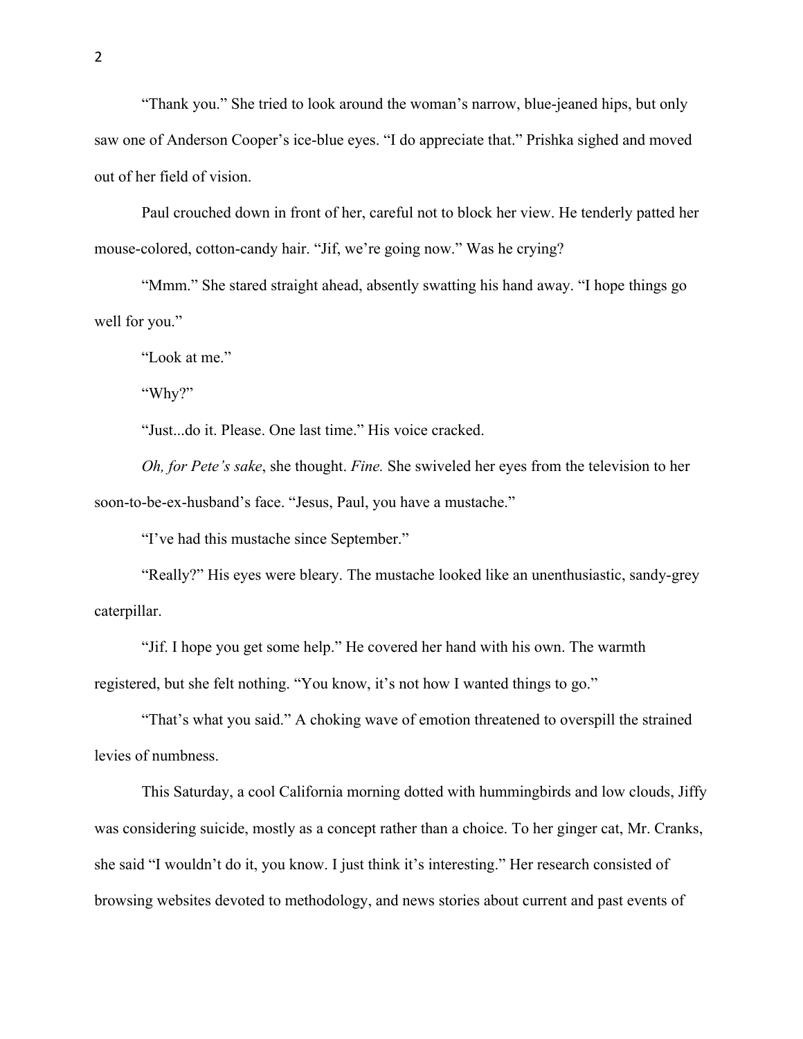“Thank you.” She tried to look around the woman’s narrow, blue-jeaned hips, but only saw one of Anderson Cooper’s ice-blue eyes. “I do appreciate that.” Prishka sighed and moved out of her field of vision.

Paul crouched down in front of her, careful not to block her view. He tenderly patted her mouse-colored, cotton-candy hair. “Jif, we’re going now.” Was he crying?

“Mmm.” She stared straight ahead, absently swatting his hand away. “I hope things go well for you.”

“Look at me.”

“Why?”

“Just...do it. Please. One last time.” His voice cracked.

*Oh, for Pete’s sake*, she thought. *Fine.* She swiveled her eyes from the television to her soon-to-be-ex-husband’s face. “Jesus, Paul, you have a mustache.”

“I’ve had this mustache since September.”

“Really?” His eyes were bleary. The mustache looked like an unenthusiastic, sandy-grey caterpillar.

“Jif. I hope you get some help.” He covered her hand with his own. The warmth registered, but she felt nothing. “You know, it’s not how I wanted things to go.”

“That’s what you said.” A choking wave of emotion threatened to overspill the strained levies of numbness.

This Saturday, a cool California morning dotted with hummingbirds and low clouds, Jiffy was considering suicide, mostly as a concept rather than a choice. To her ginger cat, Mr. Cranks, she said “I wouldn’t do it, you know. I just think it’s interesting.” Her research consisted of browsing websites devoted to methodology, and news stories about current and past events of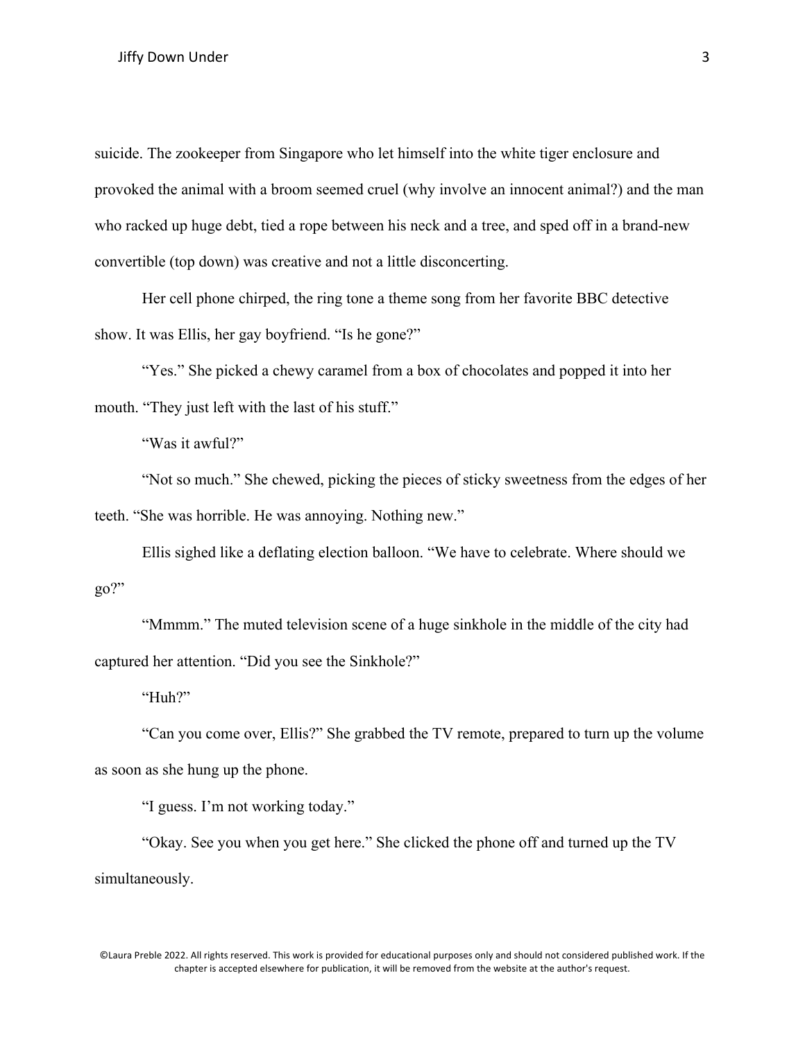suicide. The zookeeper from Singapore who let himself into the white tiger enclosure and provoked the animal with a broom seemed cruel (why involve an innocent animal?) and the man who racked up huge debt, tied a rope between his neck and a tree, and sped off in a brand-new convertible (top down) was creative and not a little disconcerting.

Her cell phone chirped, the ring tone a theme song from her favorite BBC detective show. It was Ellis, her gay boyfriend. "Is he gone?"

"Yes." She picked a chewy caramel from a box of chocolates and popped it into her mouth. "They just left with the last of his stuff."

"Was it awful?"

"Not so much." She chewed, picking the pieces of sticky sweetness from the edges of her teeth. "She was horrible. He was annoying. Nothing new."

Ellis sighed like a deflating election balloon. "We have to celebrate. Where should we go?"

"Mmmm." The muted television scene of a huge sinkhole in the middle of the city had captured her attention. "Did you see the Sinkhole?"

"Huh?"

"Can you come over, Ellis?" She grabbed the TV remote, prepared to turn up the volume as soon as she hung up the phone.

"I guess. I'm not working today."

"Okay. See you when you get here." She clicked the phone off and turned up the TV simultaneously.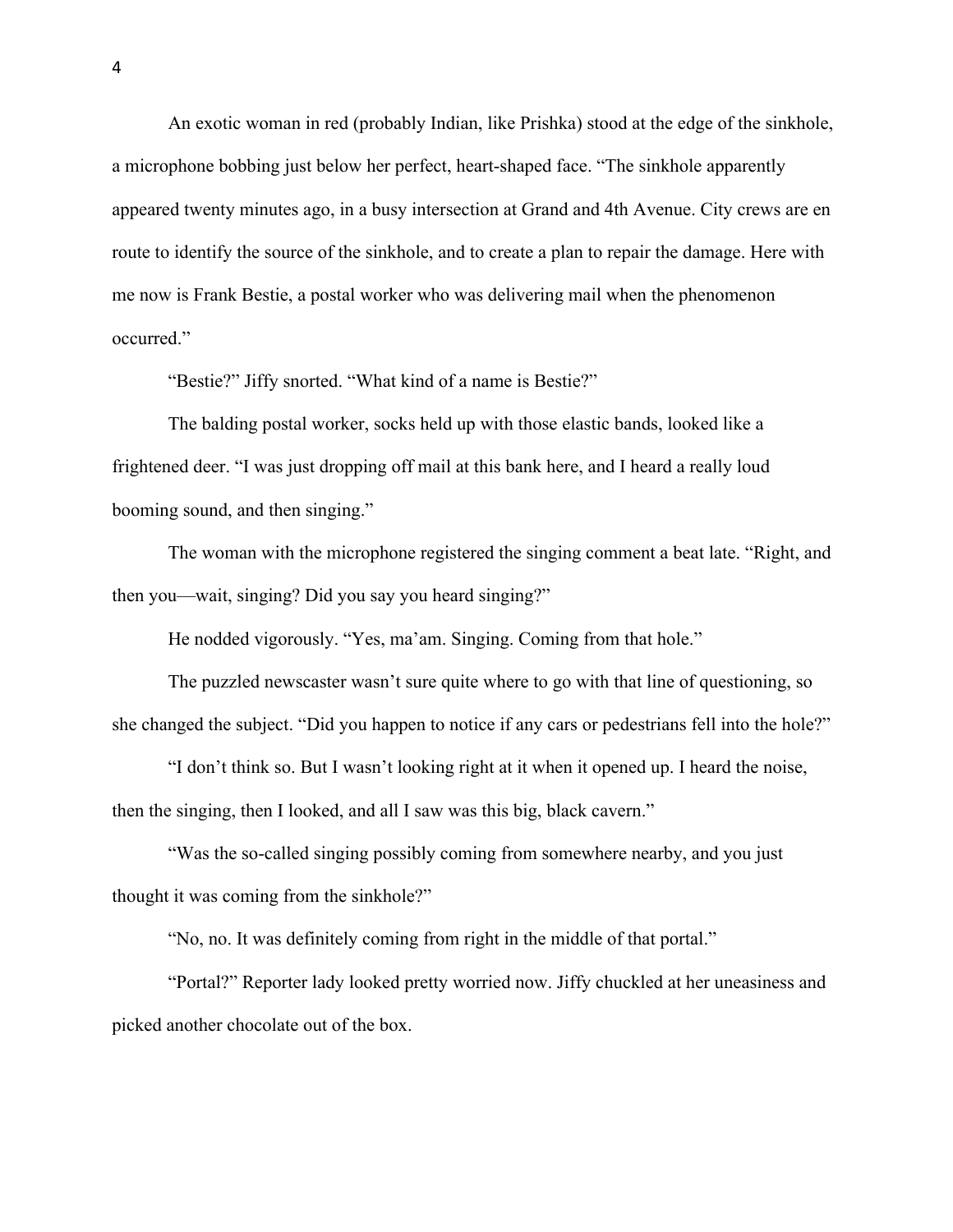An exotic woman in red (probably Indian, like Prishka) stood at the edge of the sinkhole, a microphone bobbing just below her perfect, heart-shaped face. "The sinkhole apparently appeared twenty minutes ago, in a busy intersection at Grand and 4th Avenue. City crews are en route to identify the source of the sinkhole, and to create a plan to repair the damage. Here with me now is Frank Bestie, a postal worker who was delivering mail when the phenomenon occurred."

"Bestie?" Jiffy snorted. "What kind of a name is Bestie?"

The balding postal worker, socks held up with those elastic bands, looked like a frightened deer. "I was just dropping off mail at this bank here, and I heard a really loud booming sound, and then singing."

The woman with the microphone registered the singing comment a beat late. "Right, and then you—wait, singing? Did you say you heard singing?"

He nodded vigorously. "Yes, ma'am. Singing. Coming from that hole."

The puzzled newscaster wasn't sure quite where to go with that line of questioning, so she changed the subject. "Did you happen to notice if any cars or pedestrians fell into the hole?"

"I don't think so. But I wasn't looking right at it when it opened up. I heard the noise, then the singing, then I looked, and all I saw was this big, black cavern."

"Was the so-called singing possibly coming from somewhere nearby, and you just thought it was coming from the sinkhole?"

"No, no. It was definitely coming from right in the middle of that portal."

"Portal?" Reporter lady looked pretty worried now. Jiffy chuckled at her uneasiness and picked another chocolate out of the box.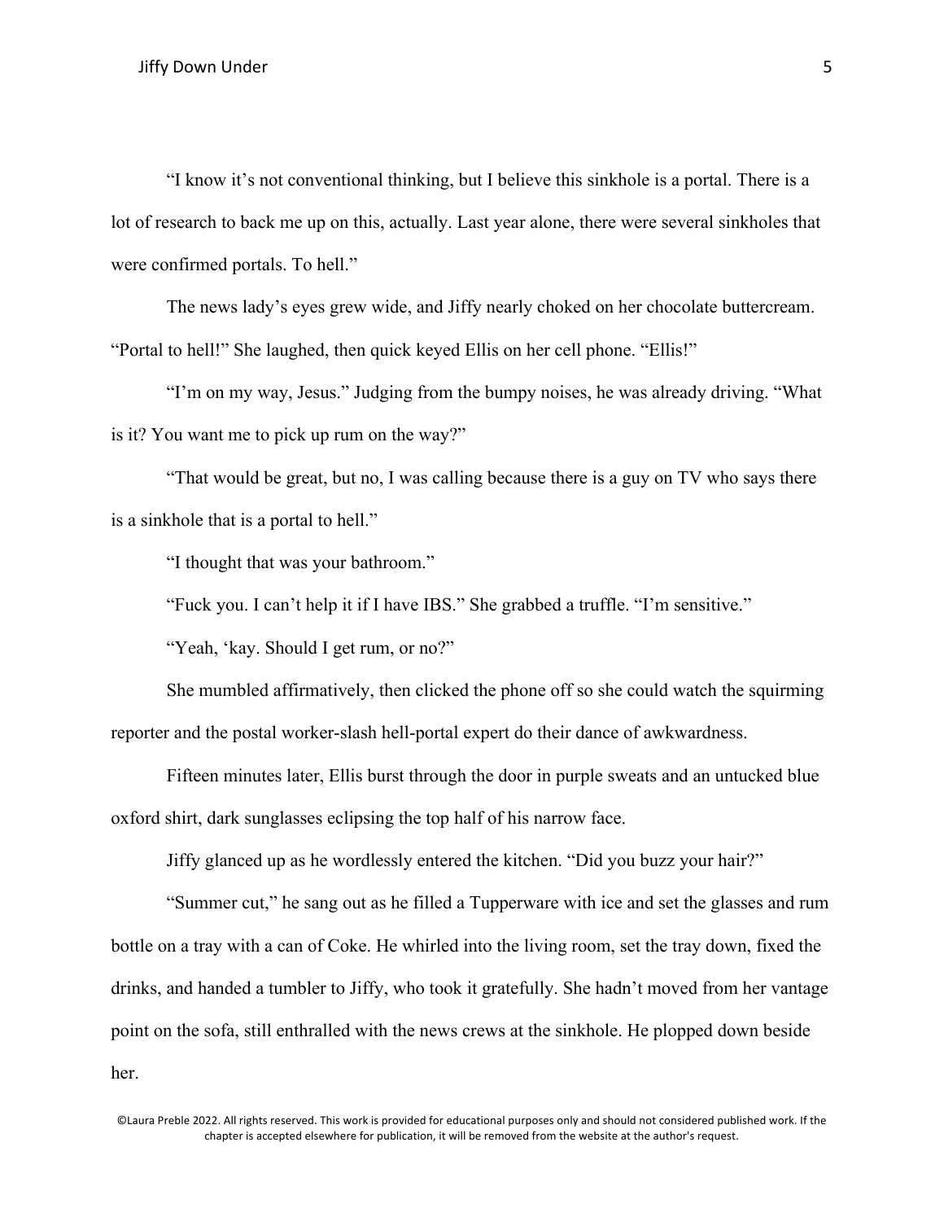"I know it's not conventional thinking, but I believe this sinkhole is a portal. There is a lot of research to back me up on this, actually. Last year alone, there were several sinkholes that were confirmed portals. To hell."

The news lady's eyes grew wide, and Jiffy nearly choked on her chocolate buttercream. "Portal to hell!" She laughed, then quick keyed Ellis on her cell phone. "Ellis!"

"I'm on my way, Jesus." Judging from the bumpy noises, he was already driving. "What is it? You want me to pick up rum on the way?"

"That would be great, but no, I was calling because there is a guy on TV who says there is a sinkhole that is a portal to hell."

"I thought that was your bathroom."

"Fuck you. I can't help it if I have IBS." She grabbed a truffle. "I'm sensitive."

"Yeah, 'kay. Should I get rum, or no?"

She mumbled affirmatively, then clicked the phone off so she could watch the squirming reporter and the postal worker-slash hell-portal expert do their dance of awkwardness.

Fifteen minutes later, Ellis burst through the door in purple sweats and an untucked blue oxford shirt, dark sunglasses eclipsing the top half of his narrow face.

Jiffy glanced up as he wordlessly entered the kitchen. "Did you buzz your hair?"

"Summer cut," he sang out as he filled a Tupperware with ice and set the glasses and rum bottle on a tray with a can of Coke. He whirled into the living room, set the tray down, fixed the drinks, and handed a tumbler to Jiffy, who took it gratefully. She hadn't moved from her vantage point on the sofa, still enthralled with the news crews at the sinkhole. He plopped down beside her.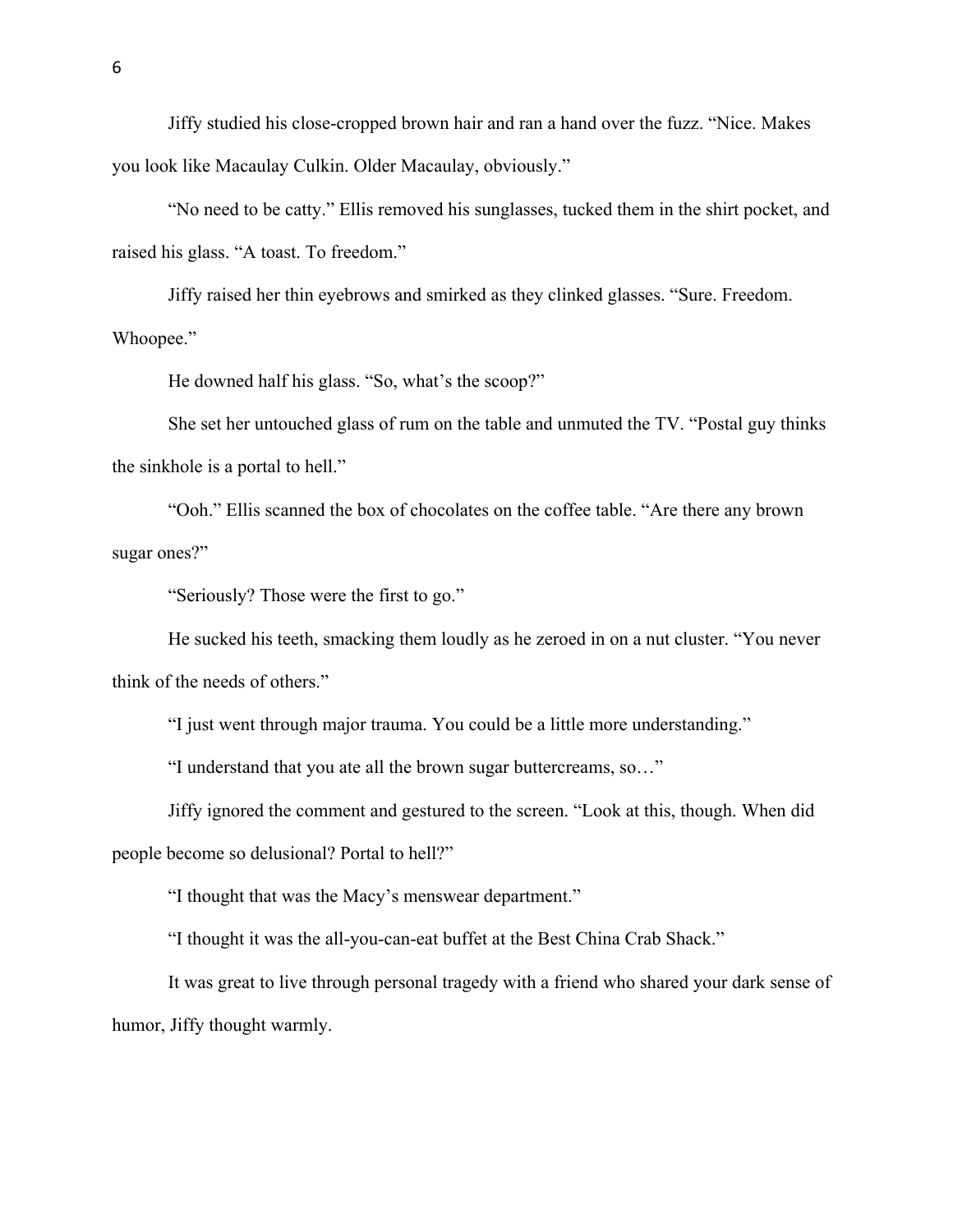Jiffy studied his close-cropped brown hair and ran a hand over the fuzz. "Nice. Makes you look like Macaulay Culkin. Older Macaulay, obviously."

"No need to be catty." Ellis removed his sunglasses, tucked them in the shirt pocket, and raised his glass. "A toast. To freedom."

Jiffy raised her thin eyebrows and smirked as they clinked glasses. "Sure. Freedom. Whoopee."

He downed half his glass. "So, what's the scoop?"

She set her untouched glass of rum on the table and unmuted the TV. "Postal guy thinks the sinkhole is a portal to hell."

"Ooh." Ellis scanned the box of chocolates on the coffee table. "Are there any brown sugar ones?"

"Seriously? Those were the first to go."

He sucked his teeth, smacking them loudly as he zeroed in on a nut cluster. "You never think of the needs of others."

"I just went through major trauma. You could be a little more understanding."

"I understand that you ate all the brown sugar buttercreams, so…"

Jiffy ignored the comment and gestured to the screen. "Look at this, though. When did people become so delusional? Portal to hell?"

"I thought that was the Macy's menswear department."

"I thought it was the all-you-can-eat buffet at the Best China Crab Shack."

It was great to live through personal tragedy with a friend who shared your dark sense of humor, Jiffy thought warmly.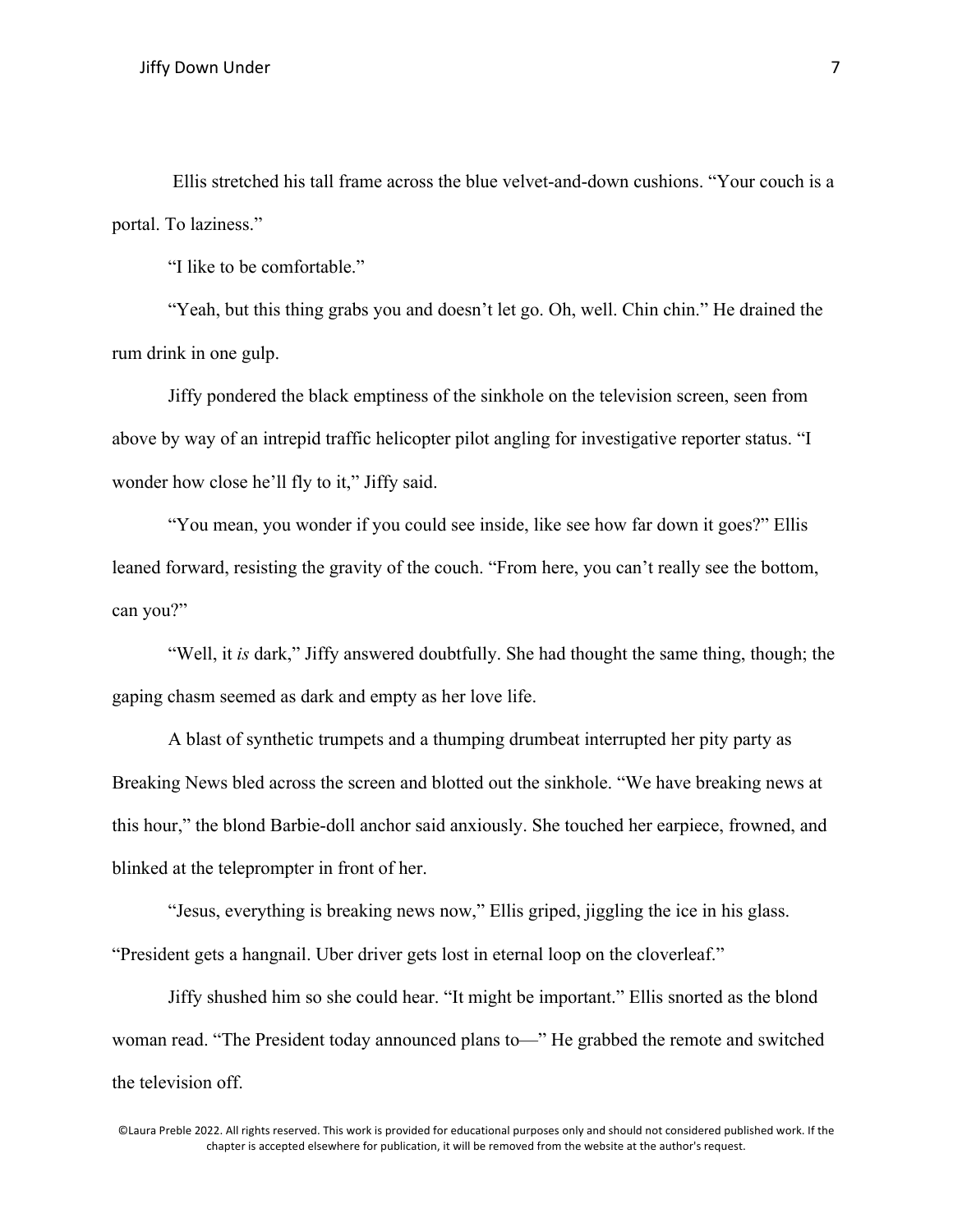Ellis stretched his tall frame across the blue velvet-and-down cushions. "Your couch is a portal. To laziness."

"I like to be comfortable."

"Yeah, but this thing grabs you and doesn't let go. Oh, well. Chin chin." He drained the rum drink in one gulp.

Jiffy pondered the black emptiness of the sinkhole on the television screen, seen from above by way of an intrepid traffic helicopter pilot angling for investigative reporter status. "I wonder how close he'll fly to it," Jiffy said.

"You mean, you wonder if you could see inside, like see how far down it goes?" Ellis leaned forward, resisting the gravity of the couch. "From here, you can't really see the bottom, can you?"

"Well, it *is* dark," Jiffy answered doubtfully. She had thought the same thing, though; the gaping chasm seemed as dark and empty as her love life.

A blast of synthetic trumpets and a thumping drumbeat interrupted her pity party as Breaking News bled across the screen and blotted out the sinkhole. "We have breaking news at this hour," the blond Barbie-doll anchor said anxiously. She touched her earpiece, frowned, and blinked at the teleprompter in front of her.

"Jesus, everything is breaking news now," Ellis griped, jiggling the ice in his glass. "President gets a hangnail. Uber driver gets lost in eternal loop on the cloverleaf."

Jiffy shushed him so she could hear. "It might be important." Ellis snorted as the blond woman read. "The President today announced plans to—" He grabbed the remote and switched the television off.

©Laura Preble 2022. All rights reserved. This work is provided for educational purposes only and should not considered published work. If the chapter is accepted elsewhere for publication, it will be removed from the website at the author's request.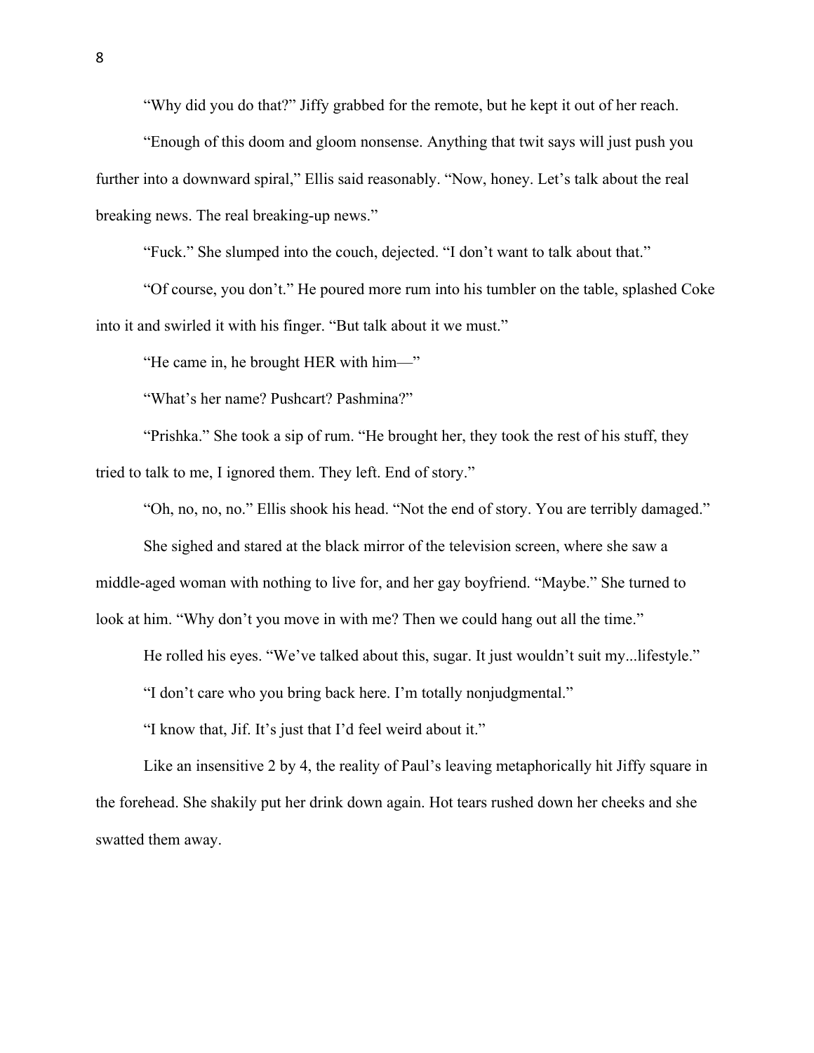"Why did you do that?" Jiffy grabbed for the remote, but he kept it out of her reach.

"Enough of this doom and gloom nonsense. Anything that twit says will just push you further into a downward spiral," Ellis said reasonably. "Now, honey. Let's talk about the real breaking news. The real breaking-up news."

"Fuck." She slumped into the couch, dejected. "I don't want to talk about that."

"Of course, you don't." He poured more rum into his tumbler on the table, splashed Coke into it and swirled it with his finger. "But talk about it we must."

"He came in, he brought HER with him—"

"What's her name? Pushcart? Pashmina?"

"Prishka." She took a sip of rum. "He brought her, they took the rest of his stuff, they tried to talk to me, I ignored them. They left. End of story."

"Oh, no, no, no." Ellis shook his head. "Not the end of story. You are terribly damaged."

She sighed and stared at the black mirror of the television screen, where she saw a middle-aged woman with nothing to live for, and her gay boyfriend. "Maybe." She turned to look at him. "Why don't you move in with me? Then we could hang out all the time."

He rolled his eyes. "We've talked about this, sugar. It just wouldn't suit my...lifestyle."

"I don't care who you bring back here. I'm totally nonjudgmental."

"I know that, Jif. It's just that I'd feel weird about it."

Like an insensitive 2 by 4, the reality of Paul's leaving metaphorically hit Jiffy square in the forehead. She shakily put her drink down again. Hot tears rushed down her cheeks and she swatted them away.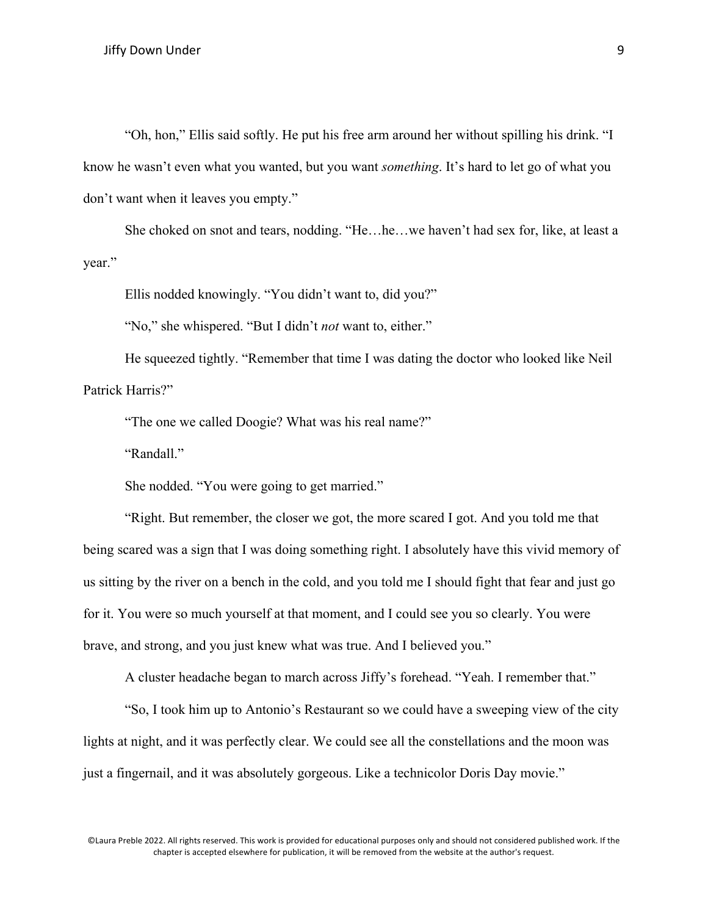"Oh, hon," Ellis said softly. He put his free arm around her without spilling his drink. "I know he wasn't even what you wanted, but you want *something*. It's hard to let go of what you don't want when it leaves you empty."

She choked on snot and tears, nodding. "He…he…we haven't had sex for, like, at least a year."

Ellis nodded knowingly. "You didn't want to, did you?"

"No," she whispered. "But I didn't *not* want to, either."

He squeezed tightly. "Remember that time I was dating the doctor who looked like Neil Patrick Harris?"

"The one we called Doogie? What was his real name?"

"Randall."

She nodded. "You were going to get married."

"Right. But remember, the closer we got, the more scared I got. And you told me that being scared was a sign that I was doing something right. I absolutely have this vivid memory of us sitting by the river on a bench in the cold, and you told me I should fight that fear and just go for it. You were so much yourself at that moment, and I could see you so clearly. You were brave, and strong, and you just knew what was true. And I believed you."

A cluster headache began to march across Jiffy's forehead. "Yeah. I remember that."

"So, I took him up to Antonio's Restaurant so we could have a sweeping view of the city lights at night, and it was perfectly clear. We could see all the constellations and the moon was just a fingernail, and it was absolutely gorgeous. Like a technicolor Doris Day movie."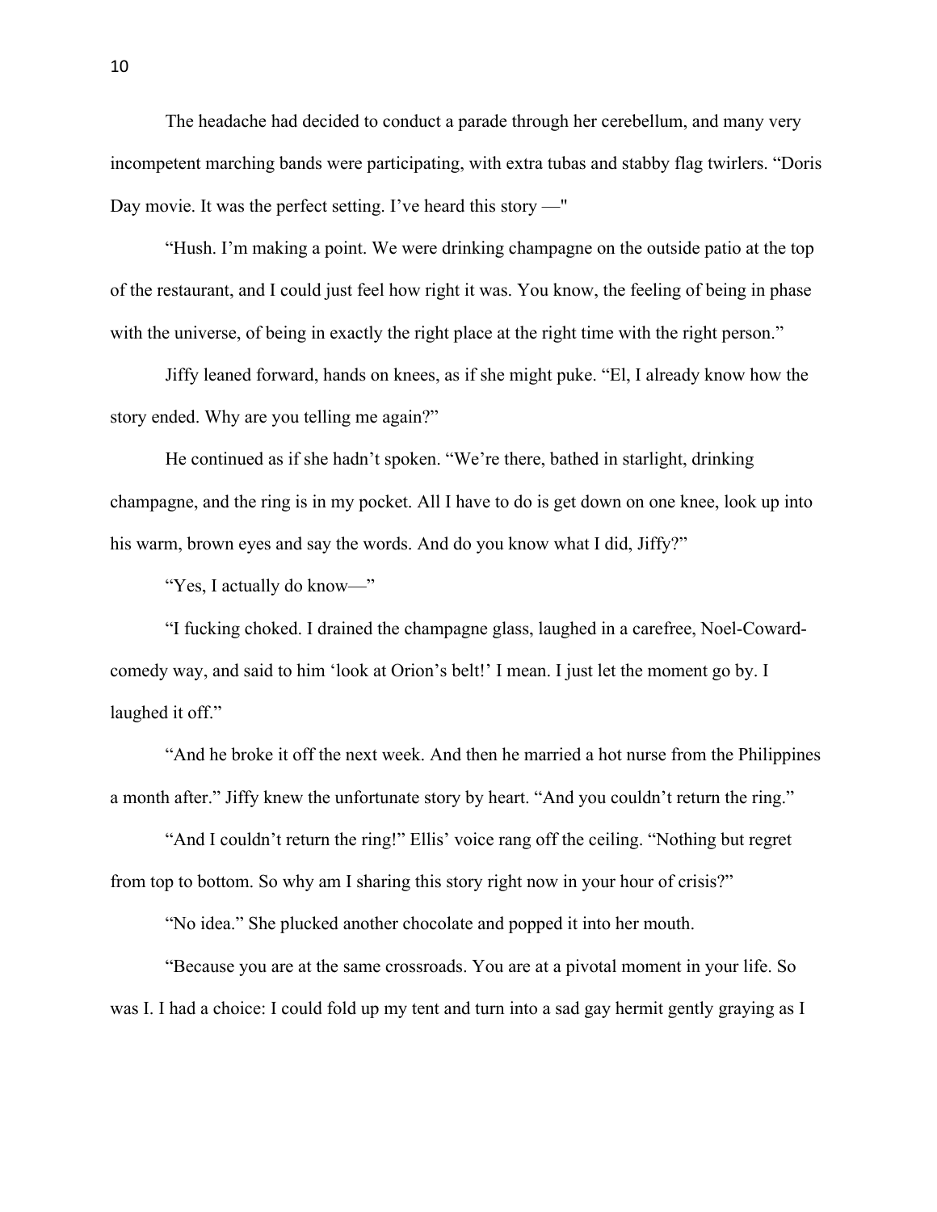The headache had decided to conduct a parade through her cerebellum, and many very incompetent marching bands were participating, with extra tubas and stabby flag twirlers. "Doris Day movie. It was the perfect setting. I've heard this story —"

"Hush. I'm making a point. We were drinking champagne on the outside patio at the top of the restaurant, and I could just feel how right it was. You know, the feeling of being in phase with the universe, of being in exactly the right place at the right time with the right person."

Jiffy leaned forward, hands on knees, as if she might puke. "El, I already know how the story ended. Why are you telling me again?"

He continued as if she hadn't spoken. "We're there, bathed in starlight, drinking champagne, and the ring is in my pocket. All I have to do is get down on one knee, look up into his warm, brown eyes and say the words. And do you know what I did, Jiffy?"

"Yes, I actually do know—"

"I fucking choked. I drained the champagne glass, laughed in a carefree, Noel-Coward-comedy way, and said to him 'look at Orion's belt!' I mean. I just let the moment go by. I laughed it off."

"And he broke it off the next week. And then he married a hot nurse from the Philippines a month after." Jiffy knew the unfortunate story by heart. "And you couldn't return the ring."

"And I couldn't return the ring!" Ellis' voice rang off the ceiling. "Nothing but regret from top to bottom. So why am I sharing this story right now in your hour of crisis?"

"No idea." She plucked another chocolate and popped it into her mouth.

"Because you are at the same crossroads. You are at a pivotal moment in your life. So was I. I had a choice: I could fold up my tent and turn into a sad gay hermit gently graying as I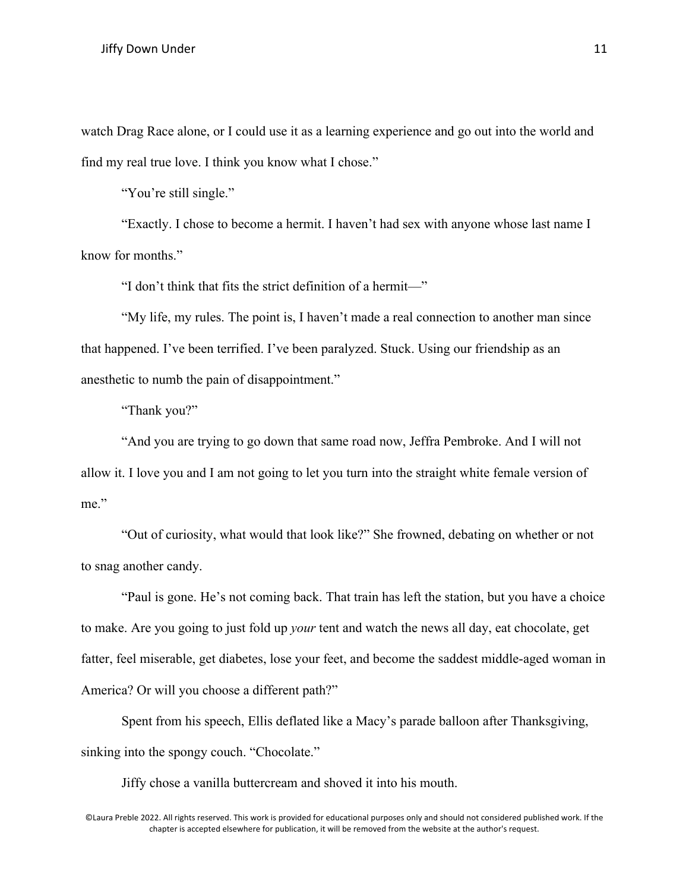watch Drag Race alone, or I could use it as a learning experience and go out into the world and find my real true love. I think you know what I chose."

"You're still single."

"Exactly. I chose to become a hermit. I haven't had sex with anyone whose last name I know for months."

"I don't think that fits the strict definition of a hermit—"

"My life, my rules. The point is, I haven't made a real connection to another man since that happened. I've been terrified. I've been paralyzed. Stuck. Using our friendship as an anesthetic to numb the pain of disappointment."

"Thank you?"

"And you are trying to go down that same road now, Jeffra Pembroke. And I will not allow it. I love you and I am not going to let you turn into the straight white female version of me."

"Out of curiosity, what would that look like?" She frowned, debating on whether or not to snag another candy.

"Paul is gone. He's not coming back. That train has left the station, but you have a choice to make. Are you going to just fold up *your* tent and watch the news all day, eat chocolate, get fatter, feel miserable, get diabetes, lose your feet, and become the saddest middle-aged woman in America? Or will you choose a different path?"

Spent from his speech, Ellis deflated like a Macy's parade balloon after Thanksgiving, sinking into the spongy couch. "Chocolate."

Jiffy chose a vanilla buttercream and shoved it into his mouth.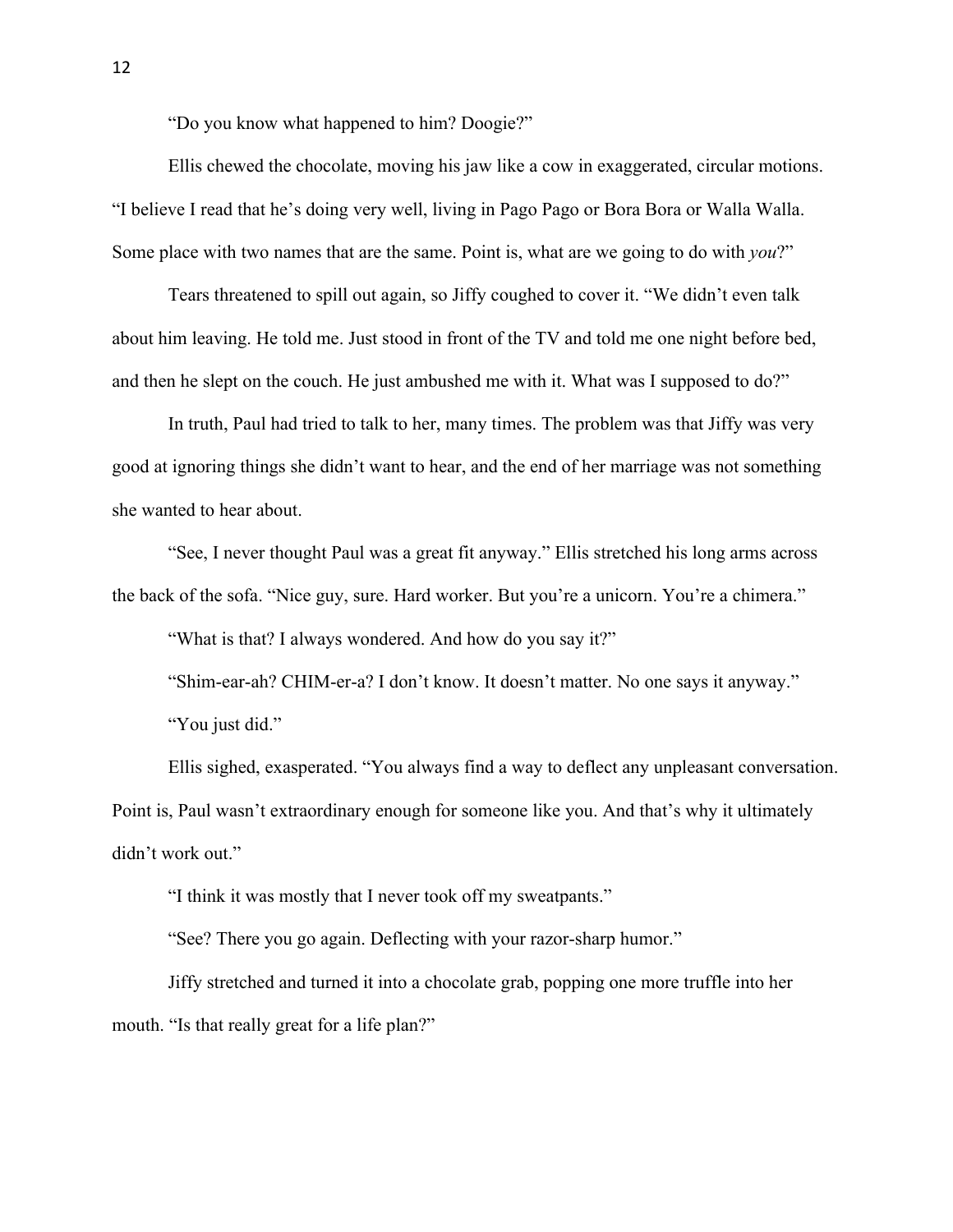"Do you know what happened to him? Doogie?"

Ellis chewed the chocolate, moving his jaw like a cow in exaggerated, circular motions. "I believe I read that he's doing very well, living in Pago Pago or Bora Bora or Walla Walla. Some place with two names that are the same. Point is, what are we going to do with *you*?"

Tears threatened to spill out again, so Jiffy coughed to cover it. "We didn't even talk about him leaving. He told me. Just stood in front of the TV and told me one night before bed, and then he slept on the couch. He just ambushed me with it. What was I supposed to do?"

In truth, Paul had tried to talk to her, many times. The problem was that Jiffy was very good at ignoring things she didn't want to hear, and the end of her marriage was not something she wanted to hear about.

"See, I never thought Paul was a great fit anyway." Ellis stretched his long arms across the back of the sofa. "Nice guy, sure. Hard worker. But you're a unicorn. You're a chimera."

"What is that? I always wondered. And how do you say it?"

"Shim-ear-ah? CHIM-er-a? I don't know. It doesn't matter. No one says it anyway."

"You just did."

Ellis sighed, exasperated. "You always find a way to deflect any unpleasant conversation. Point is, Paul wasn't extraordinary enough for someone like you. And that's why it ultimately didn't work out."

"I think it was mostly that I never took off my sweatpants."

"See? There you go again. Deflecting with your razor-sharp humor."

Jiffy stretched and turned it into a chocolate grab, popping one more truffle into her mouth. "Is that really great for a life plan?"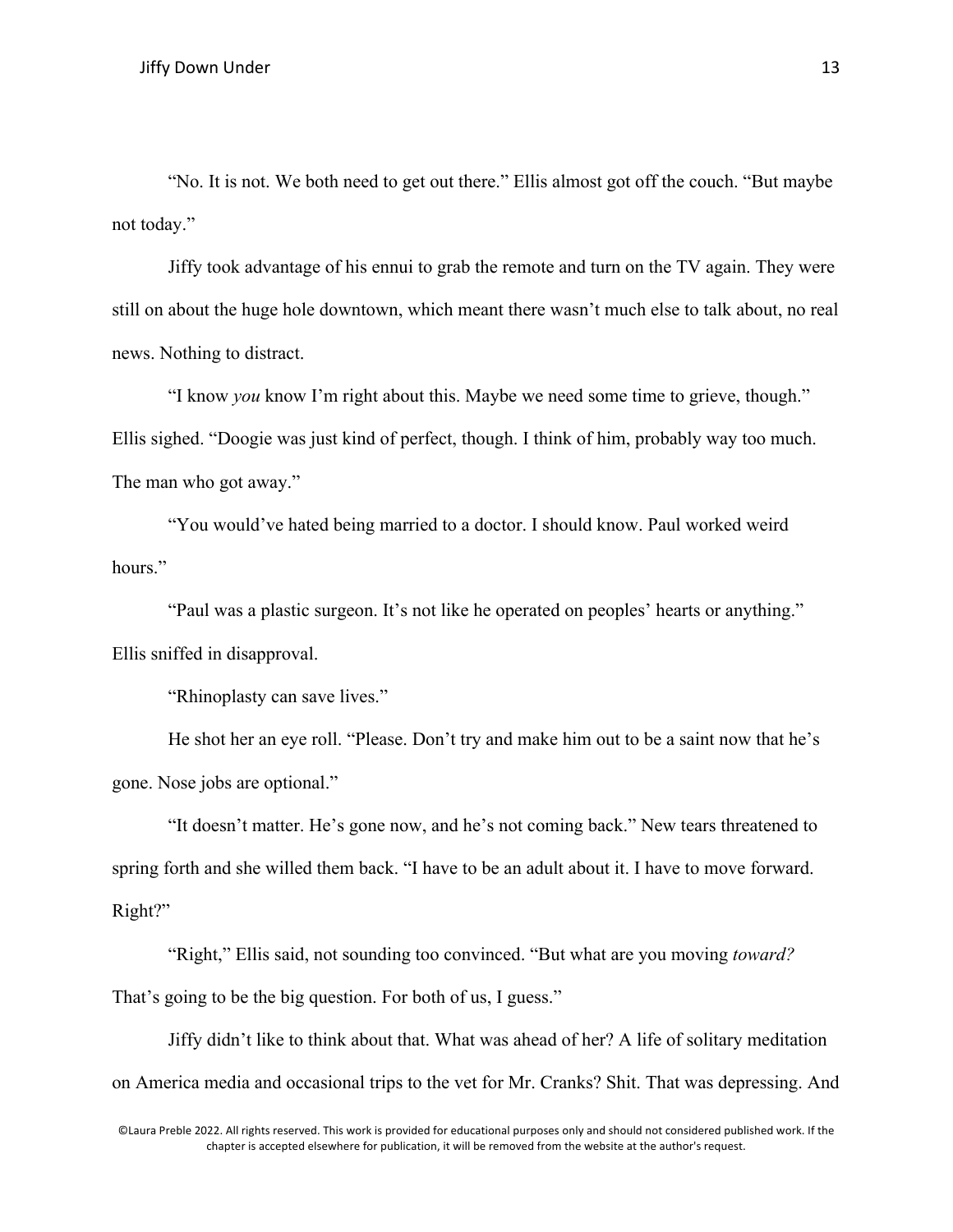"No. It is not. We both need to get out there." Ellis almost got off the couch. "But maybe not today."

Jiffy took advantage of his ennui to grab the remote and turn on the TV again. They were still on about the huge hole downtown, which meant there wasn't much else to talk about, no real news. Nothing to distract.

"I know *you* know I'm right about this. Maybe we need some time to grieve, though." Ellis sighed. "Doogie was just kind of perfect, though. I think of him, probably way too much. The man who got away."

"You would've hated being married to a doctor. I should know. Paul worked weird hours."

"Paul was a plastic surgeon. It's not like he operated on peoples' hearts or anything." Ellis sniffed in disapproval.

"Rhinoplasty can save lives."

He shot her an eye roll. "Please. Don't try and make him out to be a saint now that he's gone. Nose jobs are optional."

"It doesn't matter. He's gone now, and he's not coming back." New tears threatened to spring forth and she willed them back. "I have to be an adult about it. I have to move forward. Right?"

"Right," Ellis said, not sounding too convinced. "But what are you moving *toward?* That's going to be the big question. For both of us, I guess."

Jiffy didn't like to think about that. What was ahead of her? A life of solitary meditation on America media and occasional trips to the vet for Mr. Cranks? Shit. That was depressing. And

©Laura Preble 2022. All rights reserved. This work is provided for educational purposes only and should not considered published work. If the chapter is accepted elsewhere for publication, it will be removed from the website at the author's request.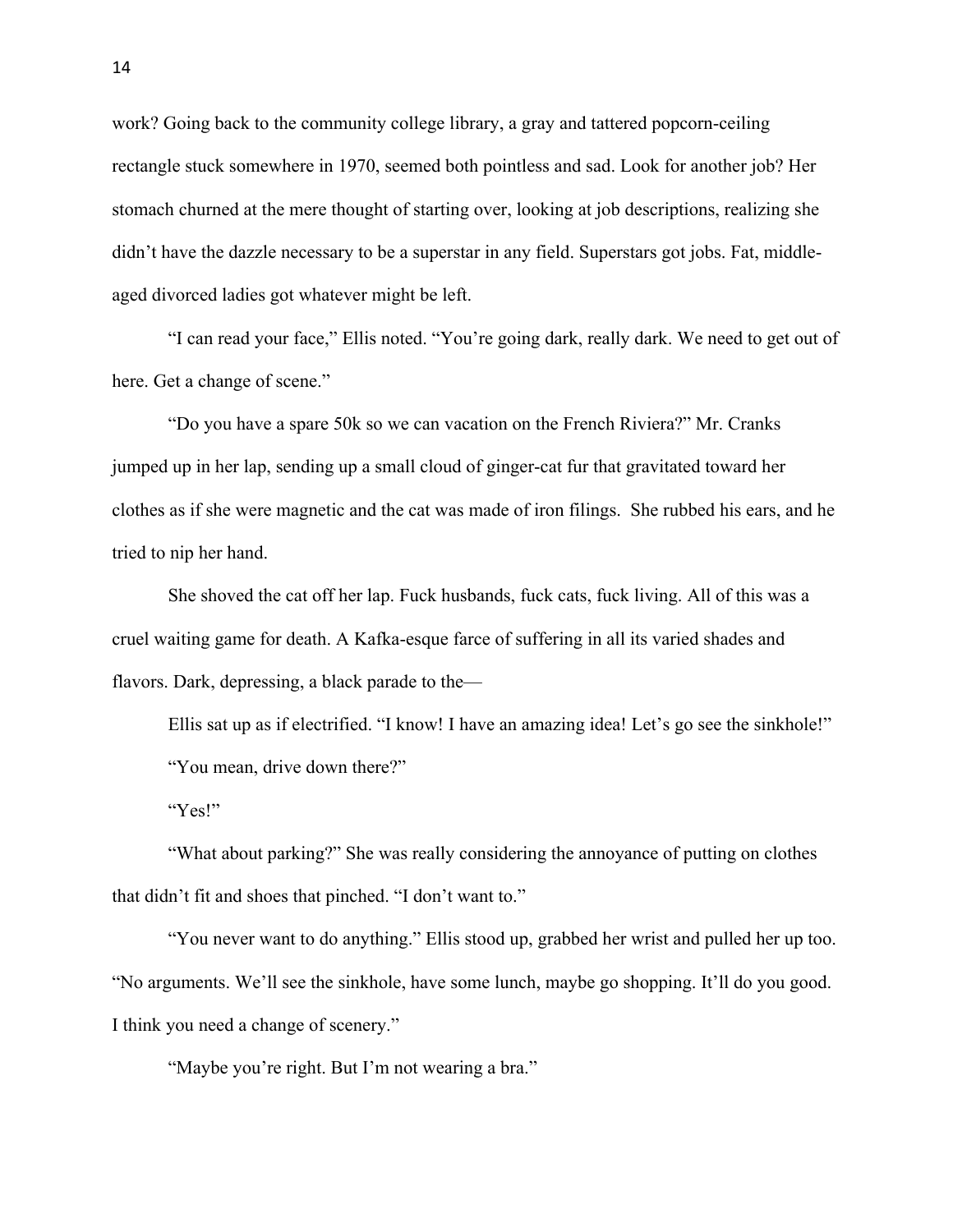work? Going back to the community college library, a gray and tattered popcorn-ceiling rectangle stuck somewhere in 1970, seemed both pointless and sad. Look for another job? Her stomach churned at the mere thought of starting over, looking at job descriptions, realizing she didn't have the dazzle necessary to be a superstar in any field. Superstars got jobs. Fat, middle-aged divorced ladies got whatever might be left.

"I can read your face," Ellis noted. "You're going dark, really dark. We need to get out of here. Get a change of scene."

"Do you have a spare 50k so we can vacation on the French Riviera?" Mr. Cranks jumped up in her lap, sending up a small cloud of ginger-cat fur that gravitated toward her clothes as if she were magnetic and the cat was made of iron filings. She rubbed his ears, and he tried to nip her hand.

She shoved the cat off her lap. Fuck husbands, fuck cats, fuck living. All of this was a cruel waiting game for death. A Kafka-esque farce of suffering in all its varied shades and flavors. Dark, depressing, a black parade to the—

Ellis sat up as if electrified. "I know! I have an amazing idea! Let's go see the sinkhole!"

"You mean, drive down there?"

"Yes!"

"What about parking?" She was really considering the annoyance of putting on clothes that didn't fit and shoes that pinched. "I don't want to."

"You never want to do anything." Ellis stood up, grabbed her wrist and pulled her up too. "No arguments. We'll see the sinkhole, have some lunch, maybe go shopping. It'll do you good. I think you need a change of scenery."

"Maybe you're right. But I'm not wearing a bra."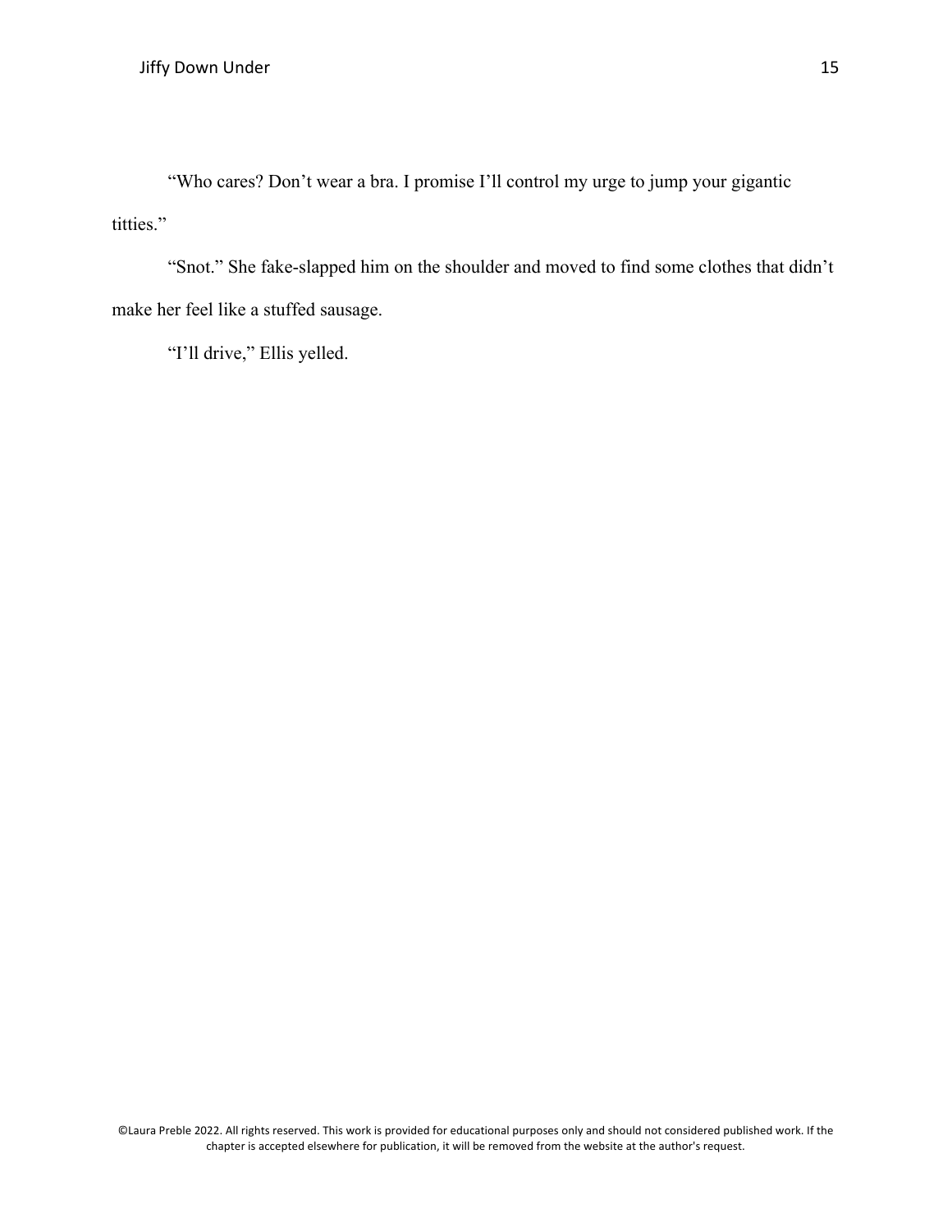"Who cares? Don't wear a bra. I promise I'll control my urge to jump your gigantic titties."

"Snot." She fake-slapped him on the shoulder and moved to find some clothes that didn't make her feel like a stuffed sausage.

"I'll drive," Ellis yelled.